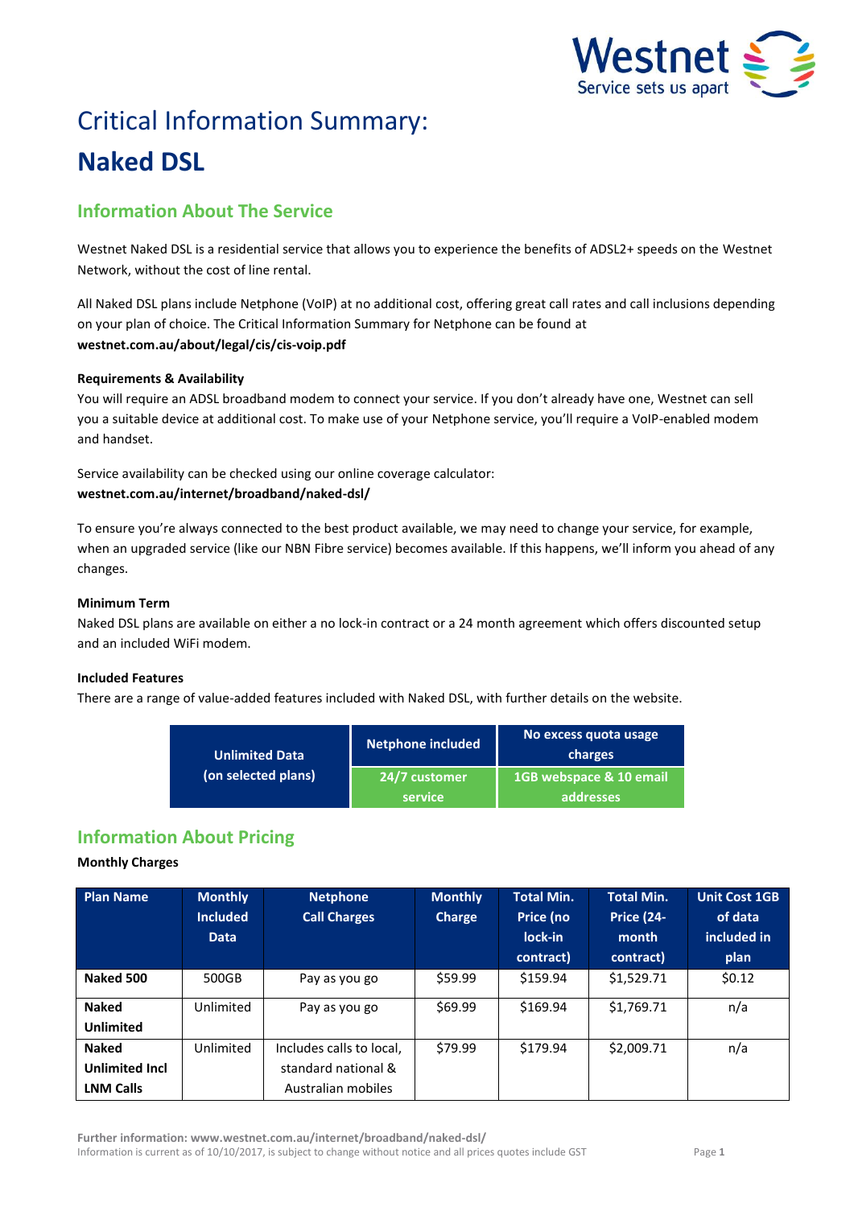# Critical Information Summary:

# Naked DSL

## Information About The Service

Westnet Naked DSL is a residential service that allows you to experience the benefits of ADSL2+ speeds on the Westnet Network, without the cost of line rental.

All Naked DSL plans include Netphone (VoIP) at no additional cost, offering great call rates and call inclusions depending on your plan of choice. The Critical Information Summary for Netphone can be found at **westnet.com.au/about/legal/cis/cis-voip.pdf**

**Requirements & Availability**

You will require an ADSL broadband modem to connect your service. If you don't already have one, Westnet can sell you a suitable device at additional cost. To make use of your Netphone service, you'll require a VoIP-enabled modem and handset.

Service availability can be checked using our online coverage calculator:
**westnet.com.au/internet/broadband/naked-dsl/**

To ensure you're always connected to the best product available, we may need to change your service, for example, when an upgraded service (like our NBN Fibre service) becomes available. If this happens, we'll inform you ahead of any changes.

**Minimum Term**

Naked DSL plans are available on either a no lock-in contract or a 24 month agreement which offers discounted setup and an included WiFi modem.

**Included Features**

There are a range of value-added features included with Naked DSL, with further details on the website.

| Unlimited Data (on selected plans) | Netphone included | No excess quota usage charges |
|---|---|---|
| | 24/7 customer service | 1GB webspace & 10 email addresses |

## Information About Pricing

**Monthly Charges**

| Plan Name | Monthly Included Data | Netphone Call Charges | Monthly Charge | Total Min. Price (no lock-in contract) | Total Min. Price (24-month contract) | Unit Cost 1GB of data included in plan |
|---|---|---|---|---|---|---|
| **Naked 500** | 500GB | Pay as you go | $59.99 | $159.94 | $1,529.71 | $0.12 |
| **Naked Unlimited** | Unlimited | Pay as you go | $69.99 | $169.94 | $1,769.71 | n/a |
| **Naked Unlimited Incl LNM Calls** | Unlimited | Includes calls to local, standard national & Australian mobiles | $79.99 | $179.94 | $2,009.71 | n/a |

**Further information: www.westnet.com.au/internet/broadband/naked-dsl/**
Information is current as of 10/10/2017, is subject to change without notice and all prices quotes include GST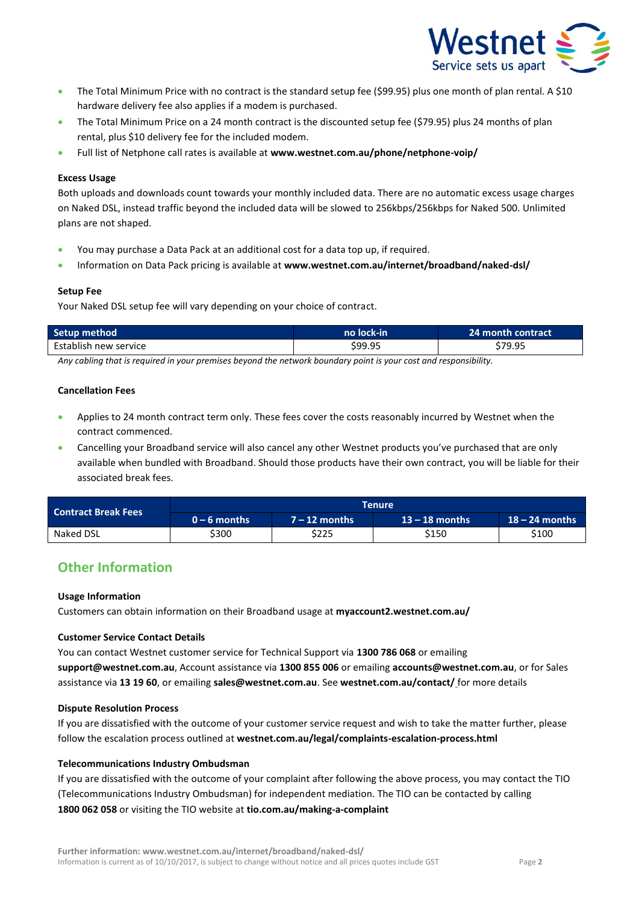- The Total Minimum Price with no contract is the standard setup fee ($99.95) plus one month of plan rental. A $10 hardware delivery fee also applies if a modem is purchased.
- The Total Minimum Price on a 24 month contract is the discounted setup fee ($79.95) plus 24 months of plan rental, plus $10 delivery fee for the included modem.
- Full list of Netphone call rates is available at **www.westnet.com.au/phone/netphone-voip/**

**Excess Usage**

Both uploads and downloads count towards your monthly included data. There are no automatic excess usage charges on Naked DSL, instead traffic beyond the included data will be slowed to 256kbps/256kbps for Naked 500. Unlimited plans are not shaped.

- You may purchase a Data Pack at an additional cost for a data top up, if required.
- Information on Data Pack pricing is available at **www.westnet.com.au/internet/broadband/naked-dsl/**

**Setup Fee**

Your Naked DSL setup fee will vary depending on your choice of contract.

| Setup method | no lock-in | 24 month contract |
|---|---|---|
| Establish new service | $99.95 | $79.95 |

*Any cabling that is required in your premises beyond the network boundary point is your cost and responsibility.*

**Cancellation Fees**

- Applies to 24 month contract term only. These fees cover the costs reasonably incurred by Westnet when the contract commenced.
- Cancelling your Broadband service will also cancel any other Westnet products you've purchased that are only available when bundled with Broadband. Should those products have their own contract, you will be liable for their associated break fees.

| Contract Break Fees | Tenure | | | |
|---|---|---|---|---|
| | 0 – 6 months | 7 – 12 months | 13 – 18 months | 18 – 24 months |
| Naked DSL | $300 | $225 | $150 | $100 |

## Other Information

**Usage Information**

Customers can obtain information on their Broadband usage at **myaccount2.westnet.com.au/**

**Customer Service Contact Details**

You can contact Westnet customer service for Technical Support via **1300 786 068** or emailing **support@westnet.com.au**, Account assistance via **1300 855 006** or emailing **accounts@westnet.com.au**, or for Sales assistance via **13 19 60**, or emailing **sales@westnet.com.au**. See **westnet.com.au/contact/** for more details

**Dispute Resolution Process**

If you are dissatisfied with the outcome of your customer service request and wish to take the matter further, please follow the escalation process outlined at **westnet.com.au/legal/complaints-escalation-process.html**

**Telecommunications Industry Ombudsman**

If you are dissatisfied with the outcome of your complaint after following the above process, you may contact the TIO (Telecommunications Industry Ombudsman) for independent mediation. The TIO can be contacted by calling **1800 062 058** or visiting the TIO website at **tio.com.au/making-a-complaint**

**Further information: www.westnet.com.au/internet/broadband/naked-dsl/**
Information is current as of 10/10/2017, is subject to change without notice and all prices quotes include GST